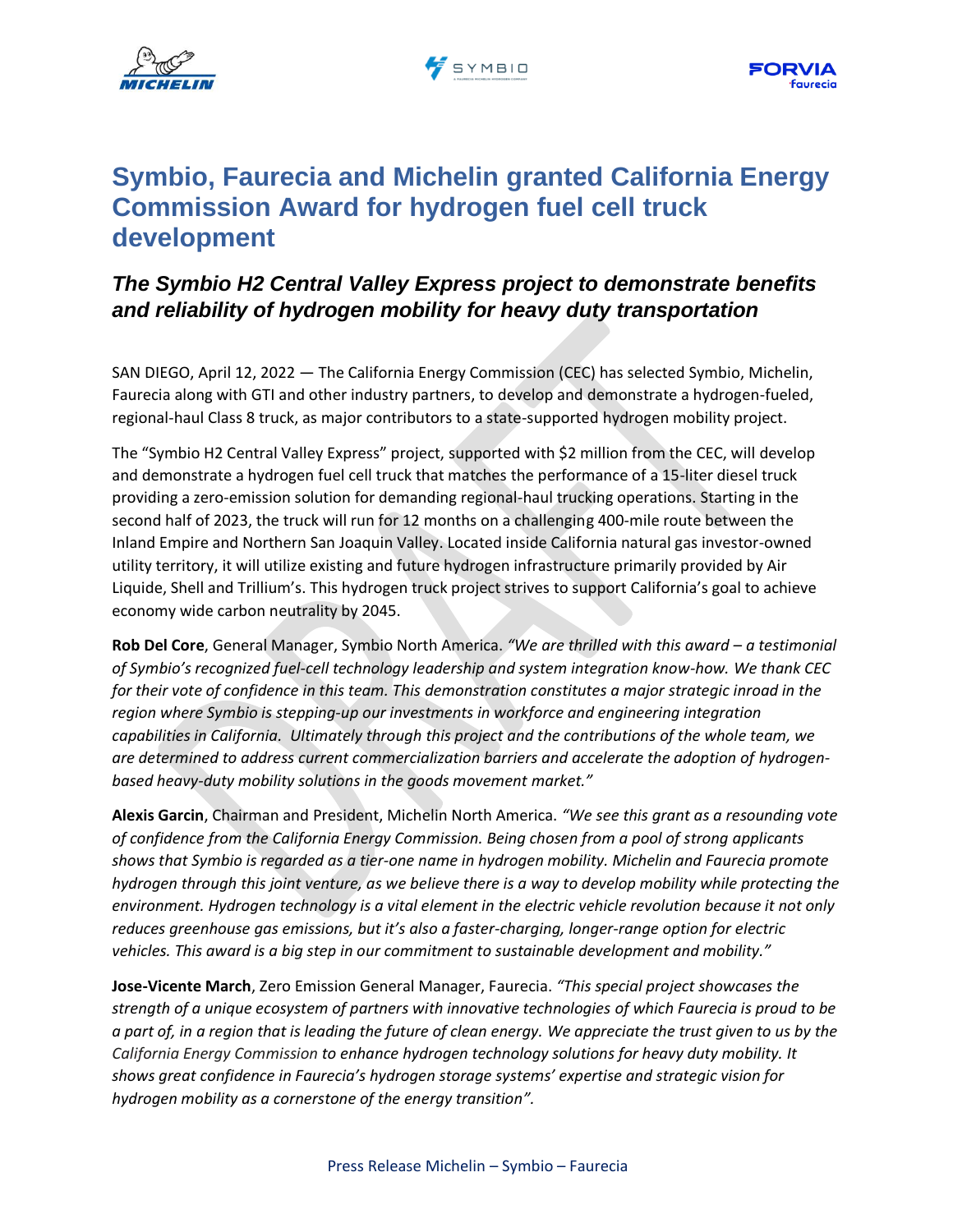# Symbio, Faurecia and Michelin granted California Energy Commission Award for hydrogen fuel cell truck development

## *The Symbio H2 Central Valley Express project to demonstrate benefits and reliability of hydrogen mobility for heavy duty transportation*

SAN DIEGO, April 12, 2022 — The California Energy Commission (CEC) has selected Symbio, Michelin, Faurecia along with GTI and other industry partners, to develop and demonstrate a hydrogen-fueled, regional-haul Class 8 truck, as major contributors to a state-supported hydrogen mobility project.

The "Symbio H2 Central Valley Express" project, supported with $2 million from the CEC, will develop and demonstrate a hydrogen fuel cell truck that matches the performance of a 15-liter diesel truck providing a zero-emission solution for demanding regional-haul trucking operations. Starting in the second half of 2023, the truck will run for 12 months on a challenging 400-mile route between the Inland Empire and Northern San Joaquin Valley. Located inside California natural gas investor-owned utility territory, it will utilize existing and future hydrogen infrastructure primarily provided by Air Liquide, Shell and Trillium's. This hydrogen truck project strives to support California's goal to achieve economy wide carbon neutrality by 2045.

**Rob Del Core**, General Manager, Symbio North America. *"We are thrilled with this award – a testimonial of Symbio's recognized fuel-cell technology leadership and system integration know-how. We thank CEC for their vote of confidence in this team. This demonstration constitutes a major strategic inroad in the region where Symbio is stepping-up our investments in workforce and engineering integration capabilities in California. Ultimately through this project and the contributions of the whole team, we are determined to address current commercialization barriers and accelerate the adoption of hydrogen-based heavy-duty mobility solutions in the goods movement market."*

**Alexis Garcin**, Chairman and President, Michelin North America. *"We see this grant as a resounding vote of confidence from the California Energy Commission. Being chosen from a pool of strong applicants shows that Symbio is regarded as a tier-one name in hydrogen mobility. Michelin and Faurecia promote hydrogen through this joint venture, as we believe there is a way to develop mobility while protecting the environment. Hydrogen technology is a vital element in the electric vehicle revolution because it not only reduces greenhouse gas emissions, but it's also a faster-charging, longer-range option for electric vehicles. This award is a big step in our commitment to sustainable development and mobility."*

**Jose-Vicente March**, Zero Emission General Manager, Faurecia. *"This special project showcases the strength of a unique ecosystem of partners with innovative technologies of which Faurecia is proud to be a part of, in a region that is leading the future of clean energy. We appreciate the trust given to us by the California Energy Commission to enhance hydrogen technology solutions for heavy duty mobility. It shows great confidence in Faurecia's hydrogen storage systems' expertise and strategic vision for hydrogen mobility as a cornerstone of the energy transition".*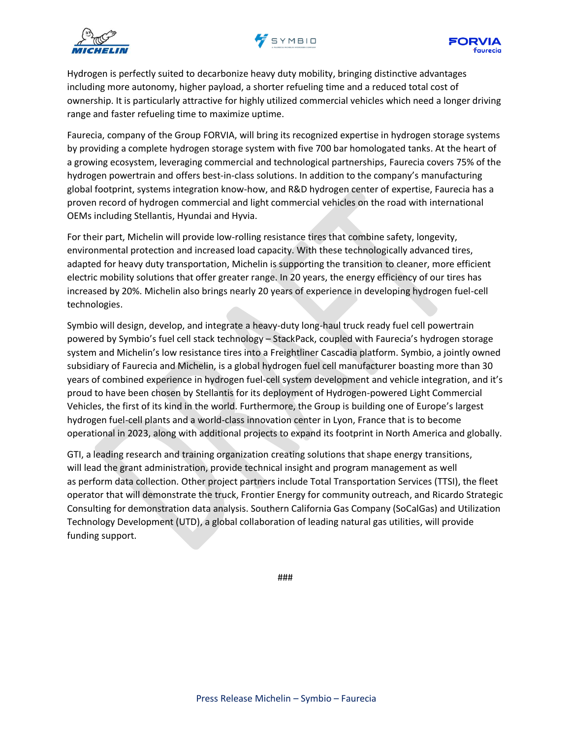Hydrogen is perfectly suited to decarbonize heavy duty mobility, bringing distinctive advantages including more autonomy, higher payload, a shorter refueling time and a reduced total cost of ownership. It is particularly attractive for highly utilized commercial vehicles which need a longer driving range and faster refueling time to maximize uptime.

Faurecia, company of the Group FORVIA, will bring its recognized expertise in hydrogen storage systems by providing a complete hydrogen storage system with five 700 bar homologated tanks. At the heart of a growing ecosystem, leveraging commercial and technological partnerships, Faurecia covers 75% of the hydrogen powertrain and offers best-in-class solutions. In addition to the company's manufacturing global footprint, systems integration know-how, and R&D hydrogen center of expertise, Faurecia has a proven record of hydrogen commercial and light commercial vehicles on the road with international OEMs including Stellantis, Hyundai and Hyvia.

For their part, Michelin will provide low-rolling resistance tires that combine safety, longevity, environmental protection and increased load capacity. With these technologically advanced tires, adapted for heavy duty transportation, Michelin is supporting the transition to cleaner, more efficient electric mobility solutions that offer greater range. In 20 years, the energy efficiency of our tires has increased by 20%. Michelin also brings nearly 20 years of experience in developing hydrogen fuel-cell technologies.

Symbio will design, develop, and integrate a heavy-duty long-haul truck ready fuel cell powertrain powered by Symbio's fuel cell stack technology – StackPack, coupled with Faurecia's hydrogen storage system and Michelin's low resistance tires into a Freightliner Cascadia platform. Symbio, a jointly owned subsidiary of Faurecia and Michelin, is a global hydrogen fuel cell manufacturer boasting more than 30 years of combined experience in hydrogen fuel-cell system development and vehicle integration, and it's proud to have been chosen by Stellantis for its deployment of Hydrogen-powered Light Commercial Vehicles, the first of its kind in the world. Furthermore, the Group is building one of Europe's largest hydrogen fuel-cell plants and a world-class innovation center in Lyon, France that is to become operational in 2023, along with additional projects to expand its footprint in North America and globally.

GTI, a leading research and training organization creating solutions that shape energy transitions, will lead the grant administration, provide technical insight and program management as well as perform data collection. Other project partners include Total Transportation Services (TTSI), the fleet operator that will demonstrate the truck, Frontier Energy for community outreach, and Ricardo Strategic Consulting for demonstration data analysis. Southern California Gas Company (SoCalGas) and Utilization Technology Development (UTD), a global collaboration of leading natural gas utilities, will provide funding support.

###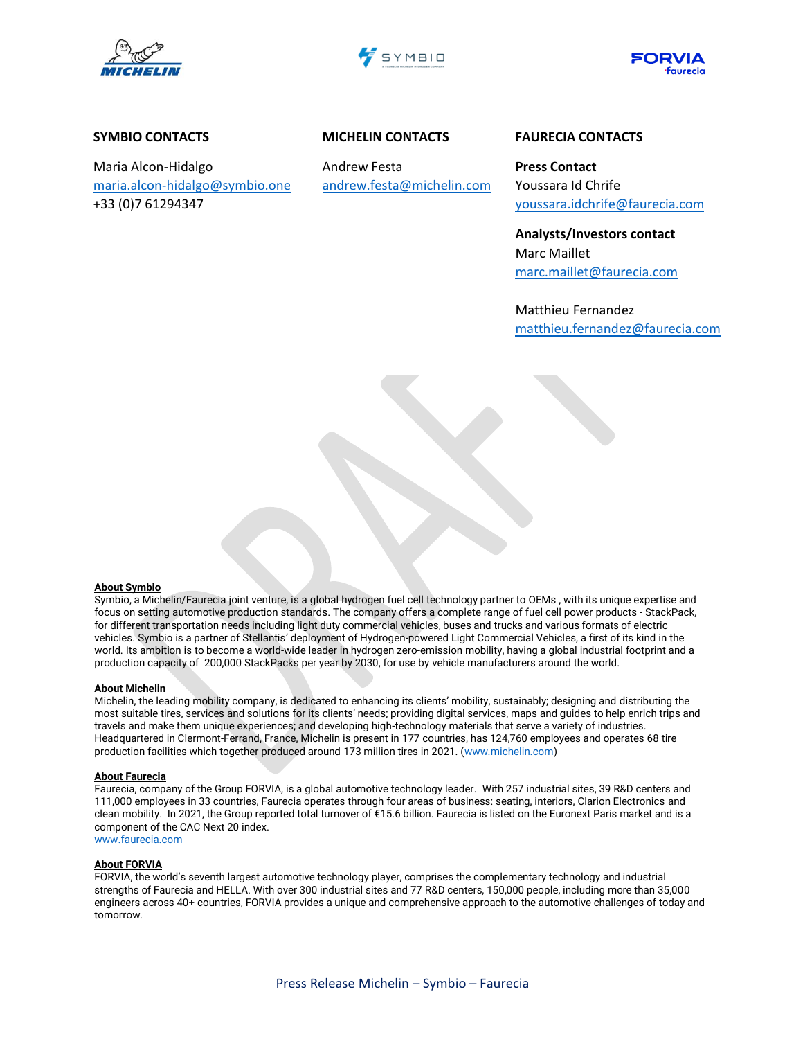**SYMBIO CONTACTS**

Maria Alcon-Hidalgo
maria.alcon-hidalgo@symbio.one
+33 (0)7 61294347

**MICHELIN CONTACTS**

Andrew Festa
andrew.festa@michelin.com

**FAURECIA CONTACTS**

**Press Contact**
Youssara Id Chrife
youssara.idchrife@faurecia.com

**Analysts/Investors contact**
Marc Maillet
marc.maillet@faurecia.com

Matthieu Fernandez
matthieu.fernandez@faurecia.com

**About Symbio**
Symbio, a Michelin/Faurecia joint venture, is a global hydrogen fuel cell technology partner to OEMs , with its unique expertise and focus on setting automotive production standards. The company offers a complete range of fuel cell power products - StackPack, for different transportation needs including light duty commercial vehicles, buses and trucks and various formats of electric vehicles. Symbio is a partner of Stellantis' deployment of Hydrogen-powered Light Commercial Vehicles, a first of its kind in the world. Its ambition is to become a world-wide leader in hydrogen zero-emission mobility, having a global industrial footprint and a production capacity of 200,000 StackPacks per year by 2030, for use by vehicle manufacturers around the world.

**About Michelin**
Michelin, the leading mobility company, is dedicated to enhancing its clients' mobility, sustainably; designing and distributing the most suitable tires, services and solutions for its clients' needs; providing digital services, maps and guides to help enrich trips and travels and make them unique experiences; and developing high-technology materials that serve a variety of industries. Headquartered in Clermont-Ferrand, France, Michelin is present in 177 countries, has 124,760 employees and operates 68 tire production facilities which together produced around 173 million tires in 2021. (www.michelin.com)

**About Faurecia**
Faurecia, company of the Group FORVIA, is a global automotive technology leader. With 257 industrial sites, 39 R&D centers and 111,000 employees in 33 countries, Faurecia operates through four areas of business: seating, interiors, Clarion Electronics and clean mobility. In 2021, the Group reported total turnover of €15.6 billion. Faurecia is listed on the Euronext Paris market and is a component of the CAC Next 20 index.
www.faurecia.com

**About FORVIA**
FORVIA, the world's seventh largest automotive technology player, comprises the complementary technology and industrial strengths of Faurecia and HELLA. With over 300 industrial sites and 77 R&D centers, 150,000 people, including more than 35,000 engineers across 40+ countries, FORVIA provides a unique and comprehensive approach to the automotive challenges of today and tomorrow.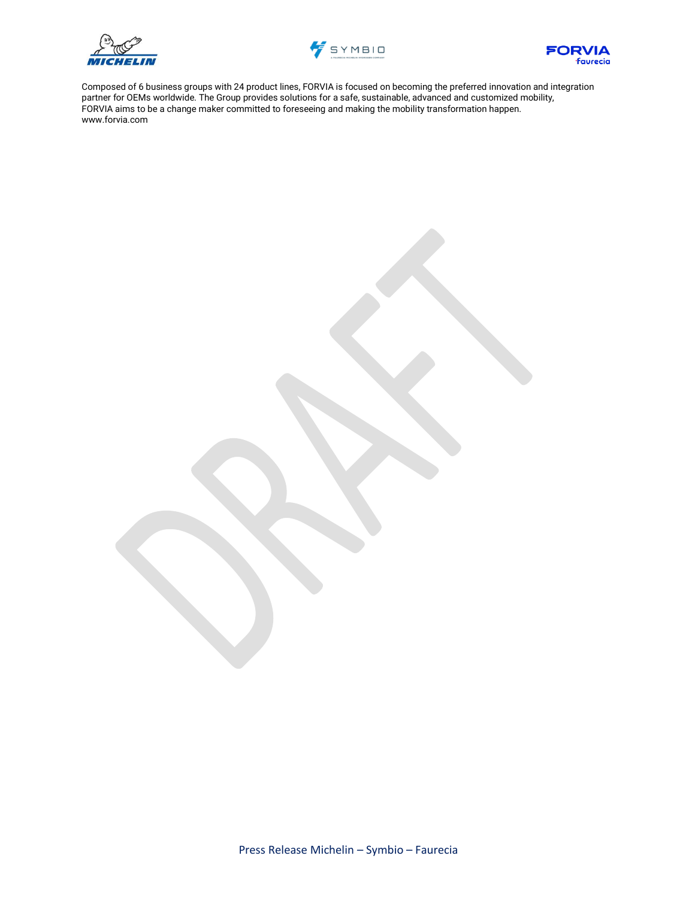Composed of 6 business groups with 24 product lines, FORVIA is focused on becoming the preferred innovation and integration partner for OEMs worldwide. The Group provides solutions for a safe, sustainable, advanced and customized mobility, FORVIA aims to be a change maker committed to foreseeing and making the mobility transformation happen.
www.forvia.com